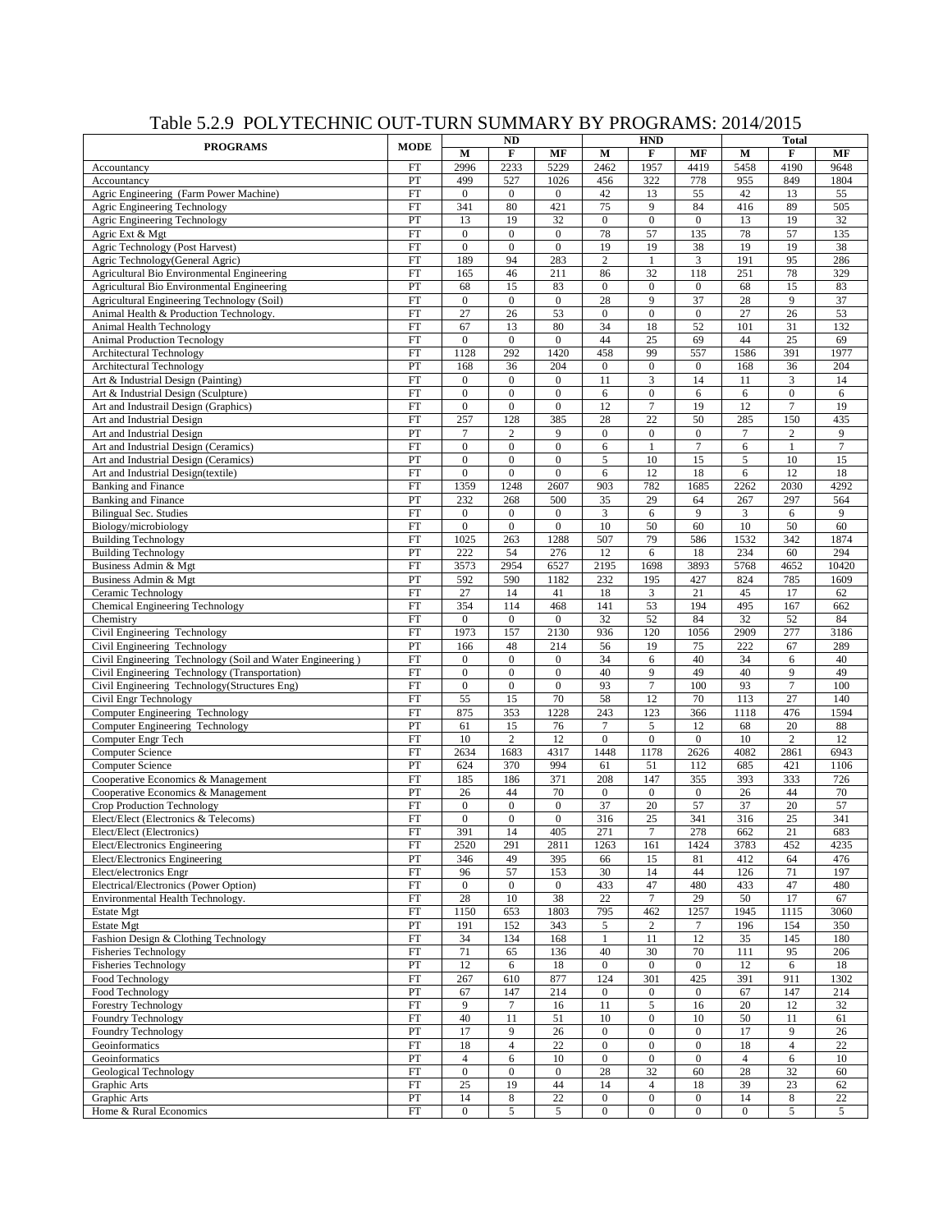# Table 5.2.9 POLYTECHNIC OUT-TURN SUMMARY BY PROGRAMS: 2014/2015

| PROGRAMS | MODE | ND | | | HND | | | Total | | |
|---|---|---|---|---|---|---|---|---|---|---|
| | | M | F | MF | M | F | MF | M | F | MF |
| Accountancy | FT | 2996 | 2233 | 5229 | 2462 | 1957 | 4419 | 5458 | 4190 | 9648 |
| Accountancy | PT | 499 | 527 | 1026 | 456 | 322 | 778 | 955 | 849 | 1804 |
| Agric Engineering (Farm Power Machine) | FT | 0 | 0 | 0 | 42 | 13 | 55 | 42 | 13 | 55 |
| Agric Engineering Technology | FT | 341 | 80 | 421 | 75 | 9 | 84 | 416 | 89 | 505 |
| Agric Engineering Technology | PT | 13 | 19 | 32 | 0 | 0 | 0 | 13 | 19 | 32 |
| Agric Ext & Mgt | FT | 0 | 0 | 0 | 78 | 57 | 135 | 78 | 57 | 135 |
| Agric Technology (Post Harvest) | FT | 0 | 0 | 0 | 19 | 19 | 38 | 19 | 19 | 38 |
| Agric Technology(General Agric) | FT | 189 | 94 | 283 | 2 | 1 | 3 | 191 | 95 | 286 |
| Agricultural Bio Environmental Engineering | FT | 165 | 46 | 211 | 86 | 32 | 118 | 251 | 78 | 329 |
| Agricultural Bio Environmental Engineering | PT | 68 | 15 | 83 | 0 | 0 | 0 | 68 | 15 | 83 |
| Agricultural Engineering Technology (Soil) | FT | 0 | 0 | 0 | 28 | 9 | 37 | 28 | 9 | 37 |
| Animal Health & Production Technology. | FT | 27 | 26 | 53 | 0 | 0 | 0 | 27 | 26 | 53 |
| Animal Health Technology | FT | 67 | 13 | 80 | 34 | 18 | 52 | 101 | 31 | 132 |
| Animal Production Tecnology | FT | 0 | 0 | 0 | 44 | 25 | 69 | 44 | 25 | 69 |
| Architectural Technology | FT | 1128 | 292 | 1420 | 458 | 99 | 557 | 1586 | 391 | 1977 |
| Architectural Technology | PT | 168 | 36 | 204 | 0 | 0 | 0 | 168 | 36 | 204 |
| Art & Industrial Design (Painting) | FT | 0 | 0 | 0 | 11 | 3 | 14 | 11 | 3 | 14 |
| Art & Industrial Design (Sculpture) | FT | 0 | 0 | 0 | 6 | 0 | 6 | 6 | 0 | 6 |
| Art and Industrail Design (Graphics) | FT | 0 | 0 | 0 | 12 | 7 | 19 | 12 | 7 | 19 |
| Art and Industrial Design | FT | 257 | 128 | 385 | 28 | 22 | 50 | 285 | 150 | 435 |
| Art and Industrial Design | PT | 7 | 2 | 9 | 0 | 0 | 0 | 7 | 2 | 9 |
| Art and Industrial Design (Ceramics) | FT | 0 | 0 | 0 | 6 | 1 | 7 | 6 | 1 | 7 |
| Art and Industrial Design (Ceramics) | PT | 0 | 0 | 0 | 5 | 10 | 15 | 5 | 10 | 15 |
| Art and Industrial Design(textile) | FT | 0 | 0 | 0 | 6 | 12 | 18 | 6 | 12 | 18 |
| Banking and Finance | FT | 1359 | 1248 | 2607 | 903 | 782 | 1685 | 2262 | 2030 | 4292 |
| Banking and Finance | PT | 232 | 268 | 500 | 35 | 29 | 64 | 267 | 297 | 564 |
| Bilingual Sec. Studies | FT | 0 | 0 | 0 | 3 | 6 | 9 | 3 | 6 | 9 |
| Biology/microbiology | FT | 0 | 0 | 0 | 10 | 50 | 60 | 10 | 50 | 60 |
| Building Technology | FT | 1025 | 263 | 1288 | 507 | 79 | 586 | 1532 | 342 | 1874 |
| Building Technology | PT | 222 | 54 | 276 | 12 | 6 | 18 | 234 | 60 | 294 |
| Business Admin & Mgt | FT | 3573 | 2954 | 6527 | 2195 | 1698 | 3893 | 5768 | 4652 | 10420 |
| Business Admin & Mgt | PT | 592 | 590 | 1182 | 232 | 195 | 427 | 824 | 785 | 1609 |
| Ceramic Technology | FT | 27 | 14 | 41 | 18 | 3 | 21 | 45 | 17 | 62 |
| Chemical Engineering Technology | FT | 354 | 114 | 468 | 141 | 53 | 194 | 495 | 167 | 662 |
| Chemistry | FT | 0 | 0 | 0 | 32 | 52 | 84 | 32 | 52 | 84 |
| Civil Engineering Technology | FT | 1973 | 157 | 2130 | 936 | 120 | 1056 | 2909 | 277 | 3186 |
| Civil Engineering Technology | PT | 166 | 48 | 214 | 56 | 19 | 75 | 222 | 67 | 289 |
| Civil Engineering Technology (Soil and Water Engineering ) | FT | 0 | 0 | 0 | 34 | 6 | 40 | 34 | 6 | 40 |
| Civil Engineering Technology (Transportation) | FT | 0 | 0 | 0 | 40 | 9 | 49 | 40 | 9 | 49 |
| Civil Engineering Technology(Structures Eng) | FT | 0 | 0 | 0 | 93 | 7 | 100 | 93 | 7 | 100 |
| Civil Engr Technology | FT | 55 | 15 | 70 | 58 | 12 | 70 | 113 | 27 | 140 |
| Computer Engineering Technology | FT | 875 | 353 | 1228 | 243 | 123 | 366 | 1118 | 476 | 1594 |
| Computer Engineering Technology | PT | 61 | 15 | 76 | 7 | 5 | 12 | 68 | 20 | 88 |
| Computer Engr Tech | FT | 10 | 2 | 12 | 0 | 0 | 0 | 10 | 2 | 12 |
| Computer Science | FT | 2634 | 1683 | 4317 | 1448 | 1178 | 2626 | 4082 | 2861 | 6943 |
| Computer Science | PT | 624 | 370 | 994 | 61 | 51 | 112 | 685 | 421 | 1106 |
| Cooperative Economics & Management | FT | 185 | 186 | 371 | 208 | 147 | 355 | 393 | 333 | 726 |
| Cooperative Economics & Management | PT | 26 | 44 | 70 | 0 | 0 | 0 | 26 | 44 | 70 |
| Crop Production Technology | FT | 0 | 0 | 0 | 37 | 20 | 57 | 37 | 20 | 57 |
| Elect/Elect (Electronics & Telecoms) | FT | 0 | 0 | 0 | 316 | 25 | 341 | 316 | 25 | 341 |
| Elect/Elect (Electronics) | FT | 391 | 14 | 405 | 271 | 7 | 278 | 662 | 21 | 683 |
| Elect/Electronics Engineering | FT | 2520 | 291 | 2811 | 1263 | 161 | 1424 | 3783 | 452 | 4235 |
| Elect/Electronics Engineering | PT | 346 | 49 | 395 | 66 | 15 | 81 | 412 | 64 | 476 |
| Elect/electronics Engr | FT | 96 | 57 | 153 | 30 | 14 | 44 | 126 | 71 | 197 |
| Electrical/Electronics (Power Option) | FT | 0 | 0 | 0 | 433 | 47 | 480 | 433 | 47 | 480 |
| Environmental Health Technology. | FT | 28 | 10 | 38 | 22 | 7 | 29 | 50 | 17 | 67 |
| Estate Mgt | FT | 1150 | 653 | 1803 | 795 | 462 | 1257 | 1945 | 1115 | 3060 |
| Estate Mgt | PT | 191 | 152 | 343 | 5 | 2 | 7 | 196 | 154 | 350 |
| Fashion Design & Clothing Technology | FT | 34 | 134 | 168 | 1 | 11 | 12 | 35 | 145 | 180 |
| Fisheries Technology | FT | 71 | 65 | 136 | 40 | 30 | 70 | 111 | 95 | 206 |
| Fisheries Technology | PT | 12 | 6 | 18 | 0 | 0 | 0 | 12 | 6 | 18 |
| Food Technology | FT | 267 | 610 | 877 | 124 | 301 | 425 | 391 | 911 | 1302 |
| Food Technology | PT | 67 | 147 | 214 | 0 | 0 | 0 | 67 | 147 | 214 |
| Forestry Technology | FT | 9 | 7 | 16 | 11 | 5 | 16 | 20 | 12 | 32 |
| Foundry Technology | FT | 40 | 11 | 51 | 10 | 0 | 10 | 50 | 11 | 61 |
| Foundry Technology | PT | 17 | 9 | 26 | 0 | 0 | 0 | 17 | 9 | 26 |
| Geoinformatics | FT | 18 | 4 | 22 | 0 | 0 | 0 | 18 | 4 | 22 |
| Geoinformatics | PT | 4 | 6 | 10 | 0 | 0 | 0 | 4 | 6 | 10 |
| Geological Technology | FT | 0 | 0 | 0 | 28 | 32 | 60 | 28 | 32 | 60 |
| Graphic Arts | FT | 25 | 19 | 44 | 14 | 4 | 18 | 39 | 23 | 62 |
| Graphic Arts | PT | 14 | 8 | 22 | 0 | 0 | 0 | 14 | 8 | 22 |
| Home & Rural Economics | FT | 0 | 5 | 5 | 0 | 0 | 0 | 0 | 5 | 5 |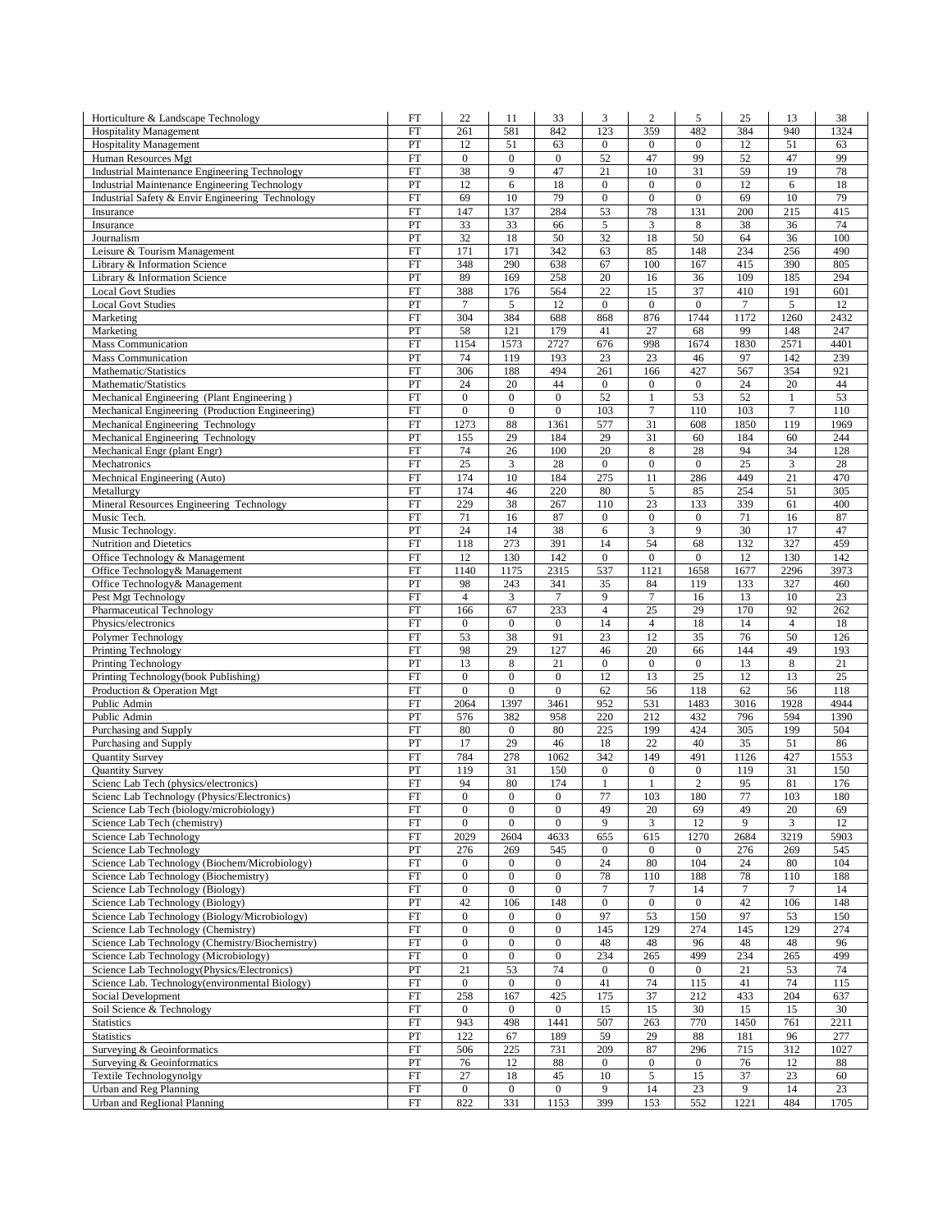| | | | | | | | | | | |
|---|---|---|---|---|---|---|---|---|---|---|
| Horticulture & Landscape Technology | FT | 22 | 11 | 33 | 3 | 2 | 5 | 25 | 13 | 38 |
| Hospitality Management | FT | 261 | 581 | 842 | 123 | 359 | 482 | 384 | 940 | 1324 |
| Hospitality Management | PT | 12 | 51 | 63 | 0 | 0 | 0 | 12 | 51 | 63 |
| Human Resources Mgt | FT | 0 | 0 | 0 | 52 | 47 | 99 | 52 | 47 | 99 |
| Industrial Maintenance Engineering Technology | FT | 38 | 9 | 47 | 21 | 10 | 31 | 59 | 19 | 78 |
| Industrial Maintenance Engineering Technology | PT | 12 | 6 | 18 | 0 | 0 | 0 | 12 | 6 | 18 |
| Industrial Safety & Envir Engineering Technology | FT | 69 | 10 | 79 | 0 | 0 | 0 | 69 | 10 | 79 |
| Insurance | FT | 147 | 137 | 284 | 53 | 78 | 131 | 200 | 215 | 415 |
| Insurance | PT | 33 | 33 | 66 | 5 | 3 | 8 | 38 | 36 | 74 |
| Journalism | PT | 32 | 18 | 50 | 32 | 18 | 50 | 64 | 36 | 100 |
| Leisure & Tourism Management | FT | 171 | 171 | 342 | 63 | 85 | 148 | 234 | 256 | 490 |
| Library & Information Science | FT | 348 | 290 | 638 | 67 | 100 | 167 | 415 | 390 | 805 |
| Library & Information Science | PT | 89 | 169 | 258 | 20 | 16 | 36 | 109 | 185 | 294 |
| Local Govt Studies | FT | 388 | 176 | 564 | 22 | 15 | 37 | 410 | 191 | 601 |
| Local Govt Studies | PT | 7 | 5 | 12 | 0 | 0 | 0 | 7 | 5 | 12 |
| Marketing | FT | 304 | 384 | 688 | 868 | 876 | 1744 | 1172 | 1260 | 2432 |
| Marketing | PT | 58 | 121 | 179 | 41 | 27 | 68 | 99 | 148 | 247 |
| Mass Communication | FT | 1154 | 1573 | 2727 | 676 | 998 | 1674 | 1830 | 2571 | 4401 |
| Mass Communication | PT | 74 | 119 | 193 | 23 | 23 | 46 | 97 | 142 | 239 |
| Mathematic/Statistics | FT | 306 | 188 | 494 | 261 | 166 | 427 | 567 | 354 | 921 |
| Mathematic/Statistics | PT | 24 | 20 | 44 | 0 | 0 | 0 | 24 | 20 | 44 |
| Mechanical Engineering (Plant Engineering ) | FT | 0 | 0 | 0 | 52 | 1 | 53 | 52 | 1 | 53 |
| Mechanical Engineering (Production Engineering) | FT | 0 | 0 | 0 | 103 | 7 | 110 | 103 | 7 | 110 |
| Mechanical Engineering Technology | FT | 1273 | 88 | 1361 | 577 | 31 | 608 | 1850 | 119 | 1969 |
| Mechanical Engineering Technology | PT | 155 | 29 | 184 | 29 | 31 | 60 | 184 | 60 | 244 |
| Mechanical Engr (plant Engr) | FT | 74 | 26 | 100 | 20 | 8 | 28 | 94 | 34 | 128 |
| Mechatronics | FT | 25 | 3 | 28 | 0 | 0 | 0 | 25 | 3 | 28 |
| Mechnical Engineering (Auto) | FT | 174 | 10 | 184 | 275 | 11 | 286 | 449 | 21 | 470 |
| Metallurgy | FT | 174 | 46 | 220 | 80 | 5 | 85 | 254 | 51 | 305 |
| Mineral Resources Engineering Technology | FT | 229 | 38 | 267 | 110 | 23 | 133 | 339 | 61 | 400 |
| Music Tech. | FT | 71 | 16 | 87 | 0 | 0 | 0 | 71 | 16 | 87 |
| Music Technology. | PT | 24 | 14 | 38 | 6 | 3 | 9 | 30 | 17 | 47 |
| Nutrition and Dietetics | FT | 118 | 273 | 391 | 14 | 54 | 68 | 132 | 327 | 459 |
| Office Technology & Management | FT | 12 | 130 | 142 | 0 | 0 | 0 | 12 | 130 | 142 |
| Office Technology& Management | FT | 1140 | 1175 | 2315 | 537 | 1121 | 1658 | 1677 | 2296 | 3973 |
| Office Technology& Management | PT | 98 | 243 | 341 | 35 | 84 | 119 | 133 | 327 | 460 |
| Pest Mgt Technology | FT | 4 | 3 | 7 | 9 | 7 | 16 | 13 | 10 | 23 |
| Pharmaceutical Technology | FT | 166 | 67 | 233 | 4 | 25 | 29 | 170 | 92 | 262 |
| Physics/electronics | FT | 0 | 0 | 0 | 14 | 4 | 18 | 14 | 4 | 18 |
| Polymer Technology | FT | 53 | 38 | 91 | 23 | 12 | 35 | 76 | 50 | 126 |
| Printing Technology | FT | 98 | 29 | 127 | 46 | 20 | 66 | 144 | 49 | 193 |
| Printing Technology | PT | 13 | 8 | 21 | 0 | 0 | 0 | 13 | 8 | 21 |
| Printing Technology(book Publishing) | FT | 0 | 0 | 0 | 12 | 13 | 25 | 12 | 13 | 25 |
| Production & Operation Mgt | FT | 0 | 0 | 0 | 62 | 56 | 118 | 62 | 56 | 118 |
| Public Admin | FT | 2064 | 1397 | 3461 | 952 | 531 | 1483 | 3016 | 1928 | 4944 |
| Public Admin | PT | 576 | 382 | 958 | 220 | 212 | 432 | 796 | 594 | 1390 |
| Purchasing and Supply | FT | 80 | 0 | 80 | 225 | 199 | 424 | 305 | 199 | 504 |
| Purchasing and Supply | PT | 17 | 29 | 46 | 18 | 22 | 40 | 35 | 51 | 86 |
| Quantity Survey | FT | 784 | 278 | 1062 | 342 | 149 | 491 | 1126 | 427 | 1553 |
| Quantity Survey | PT | 119 | 31 | 150 | 0 | 0 | 0 | 119 | 31 | 150 |
| Scienc Lab Tech (physics/electronics) | FT | 94 | 80 | 174 | 1 | 1 | 2 | 95 | 81 | 176 |
| Scienc Lab Technology (Physics/Electronics) | FT | 0 | 0 | 0 | 77 | 103 | 180 | 77 | 103 | 180 |
| Science Lab Tech (biology/microbiology) | FT | 0 | 0 | 0 | 49 | 20 | 69 | 49 | 20 | 69 |
| Science Lab Tech (chemistry) | FT | 0 | 0 | 0 | 9 | 3 | 12 | 9 | 3 | 12 |
| Science Lab Technology | FT | 2029 | 2604 | 4633 | 655 | 615 | 1270 | 2684 | 3219 | 5903 |
| Science Lab Technology | PT | 276 | 269 | 545 | 0 | 0 | 0 | 276 | 269 | 545 |
| Science Lab Technology (Biochem/Microbiology) | FT | 0 | 0 | 0 | 24 | 80 | 104 | 24 | 80 | 104 |
| Science Lab Technology (Biochemistry) | FT | 0 | 0 | 0 | 78 | 110 | 188 | 78 | 110 | 188 |
| Science Lab Technology (Biology) | FT | 0 | 0 | 0 | 7 | 7 | 14 | 7 | 7 | 14 |
| Science Lab Technology (Biology) | PT | 42 | 106 | 148 | 0 | 0 | 0 | 42 | 106 | 148 |
| Science Lab Technology (Biology/Microbiology) | FT | 0 | 0 | 0 | 97 | 53 | 150 | 97 | 53 | 150 |
| Science Lab Technology (Chemistry) | FT | 0 | 0 | 0 | 145 | 129 | 274 | 145 | 129 | 274 |
| Science Lab Technology (Chemistry/Biochemistry) | FT | 0 | 0 | 0 | 48 | 48 | 96 | 48 | 48 | 96 |
| Science Lab Technology (Microbiology) | FT | 0 | 0 | 0 | 234 | 265 | 499 | 234 | 265 | 499 |
| Science Lab Technology(Physics/Electronics) | PT | 21 | 53 | 74 | 0 | 0 | 0 | 21 | 53 | 74 |
| Science Lab. Technology(environmental Biology) | FT | 0 | 0 | 0 | 41 | 74 | 115 | 41 | 74 | 115 |
| Social Development | FT | 258 | 167 | 425 | 175 | 37 | 212 | 433 | 204 | 637 |
| Soil Science & Technology | FT | 0 | 0 | 0 | 15 | 15 | 30 | 15 | 15 | 30 |
| Statistics | FT | 943 | 498 | 1441 | 507 | 263 | 770 | 1450 | 761 | 2211 |
| Statistics | PT | 122 | 67 | 189 | 59 | 29 | 88 | 181 | 96 | 277 |
| Surveying & Geoinformatics | FT | 506 | 225 | 731 | 209 | 87 | 296 | 715 | 312 | 1027 |
| Surveying & Geoinformatics | PT | 76 | 12 | 88 | 0 | 0 | 0 | 76 | 12 | 88 |
| Textile Technologynolgy | FT | 27 | 18 | 45 | 10 | 5 | 15 | 37 | 23 | 60 |
| Urban and Reg Planning | FT | 0 | 0 | 0 | 9 | 14 | 23 | 9 | 14 | 23 |
| Urban and Reglional Planning | FT | 822 | 331 | 1153 | 399 | 153 | 552 | 1221 | 484 | 1705 |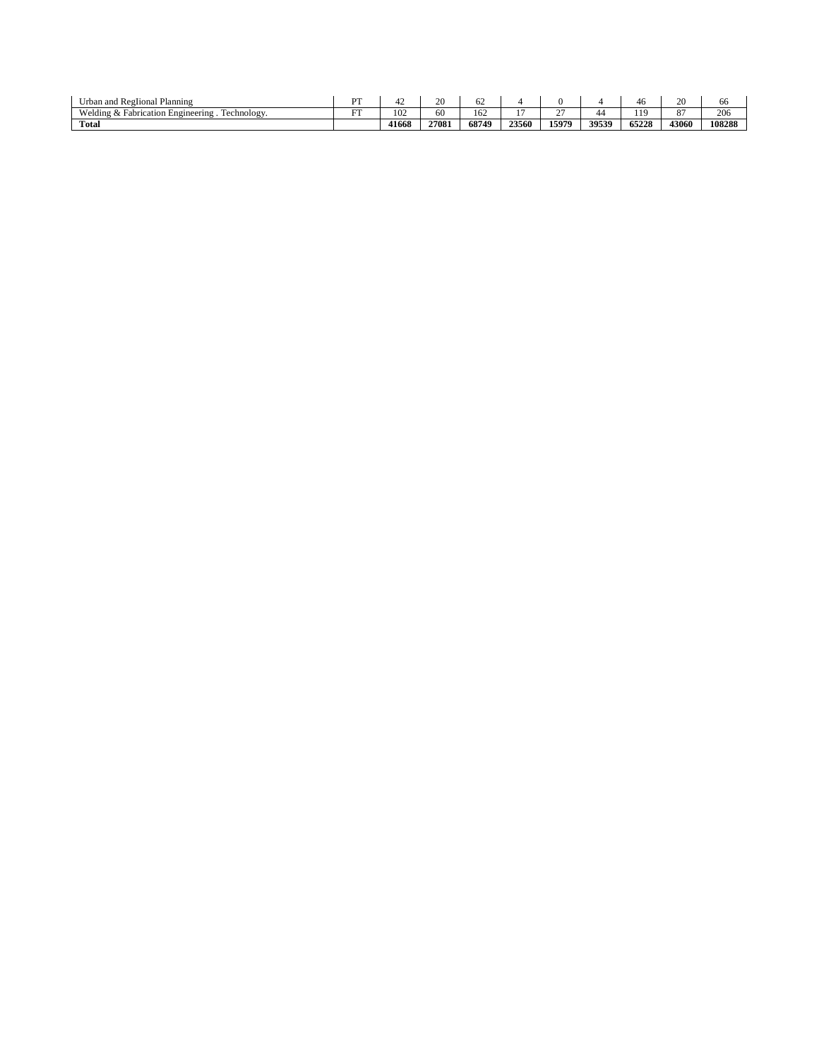| | | | | | | | | | | |
|---|---|---|---|---|---|---|---|---|---|---|
| Urban and RegIional Planning | PT | 42 | 20 | 62 | 4 | 0 | 4 | 46 | 20 | 66 |
| Welding & Fabrication Engineering . Technology. | FT | 102 | 60 | 162 | 17 | 27 | 44 | 119 | 87 | 206 |
| **Total** | | **41668** | **27081** | **68749** | **23560** | **15979** | **39539** | **65228** | **43060** | **108288** |